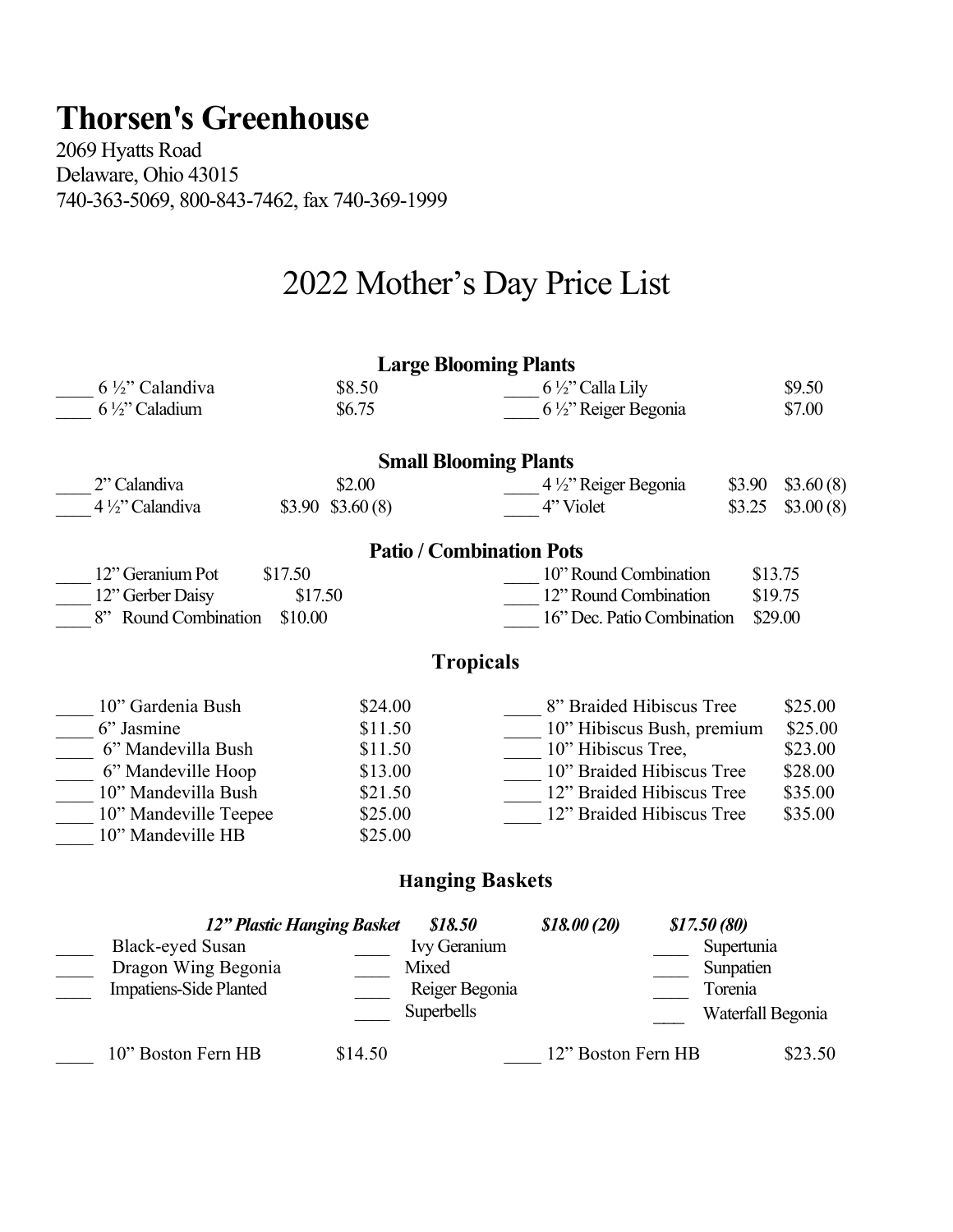# Thorsen's Greenhouse

2069 Hyatts Road
Delaware, Ohio 43015
740-363-5069, 800-843-7462, fax 740-369-1999

## 2022 Mother's Day Price List

### Large Blooming Plants

| Item | Price | Item | Price |
|---|---|---|---|
| ____ 6 ½" Calandiva | $8.50 | ____ 6 ½" Calla Lily | $9.50 |
| ____ 6 ½" Caladium | $6.75 | ____ 6 ½" Reiger Begonia | $7.00 |

### Small Blooming Plants

| Item | Price | Item | Price |
|---|---|---|---|
| ____ 2" Calandiva | $2.00 | ____ 4 ½" Reiger Begonia | $3.90 $3.60 (8) |
| ____ 4 ½" Calandiva | $3.90 $3.60 (8) | ____ 4" Violet | $3.25 $3.00 (8) |

### Patio / Combination Pots

| Item | Price | Item | Price |
|---|---|---|---|
| ____ 12" Geranium Pot | $17.50 | ____ 10" Round Combination | $13.75 |
| ____ 12" Gerber Daisy | $17.50 | ____ 12" Round Combination | $19.75 |
| ____ 8" Round Combination | $10.00 | ____ 16" Dec. Patio Combination | $29.00 |

### Tropicals

| Item | Price | Item | Price |
|---|---|---|---|
| ____ 10" Gardenia Bush | $24.00 | ____ 8" Braided Hibiscus Tree | $25.00 |
| ____ 6" Jasmine | $11.50 | ____ 10" Hibiscus Bush, premium | $25.00 |
| ____ 6" Mandevilla Bush | $11.50 | ____ 10" Hibiscus Tree, | $23.00 |
| ____ 6" Mandeville Hoop | $13.00 | ____ 10" Braided Hibiscus Tree | $28.00 |
| ____ 10" Mandevilla Bush | $21.50 | ____ 12" Braided Hibiscus Tree | $35.00 |
| ____ 10" Mandeville Teepee | $25.00 | ____ 12" Braided Hibiscus Tree | $35.00 |
| ____ 10" Mandeville HB | $25.00 | | |

### Hanging Baskets

***12" Plastic Hanging Basket $18.50 $18.00 (20) $17.50 (80)***

| | | |
|---|---|---|
| ____ Black-eyed Susan | ____ Ivy Geranium | ____ Supertunia |
| ____ Dragon Wing Begonia | ____ Mixed | ____ Sunpatien |
| ____ Impatiens-Side Planted | ____ Reiger Begonia | ____ Torenia |
| | ____ Superbells | ____ Waterfall Begonia |

| Item | Price | Item | Price |
|---|---|---|---|
| ____ 10" Boston Fern HB | $14.50 | ____ 12" Boston Fern HB | $23.50 |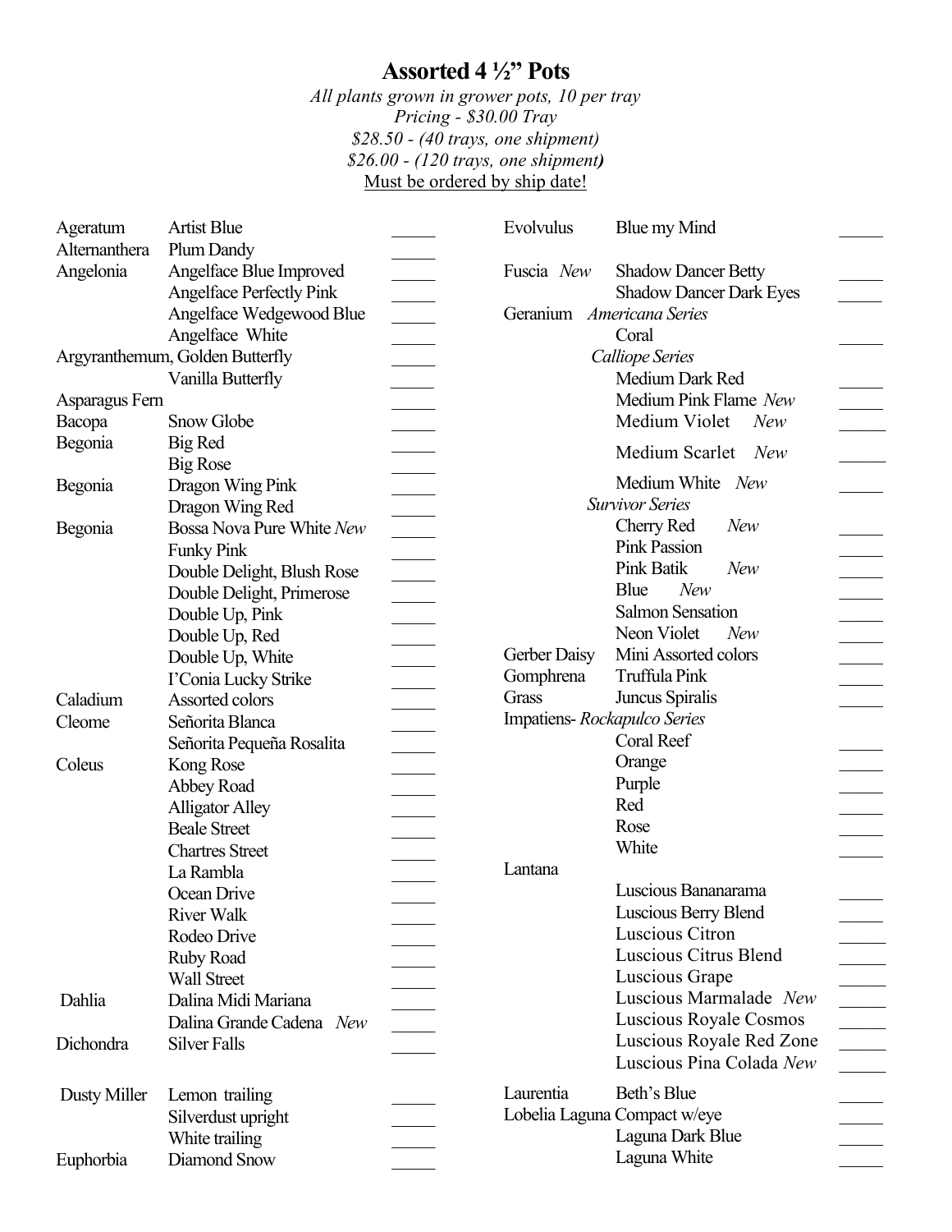# Assorted 4 ½" Pots

*All plants grown in grower pots, 10 per tray*
*Pricing - $30.00 Tray*
*$28.50 - (40 trays, one shipment)*
*$26.00 - (120 trays, one shipment)*
Must be ordered by ship date!

| Plant | Variety | Qty |
|---|---|---|
| Ageratum | Artist Blue | _____ |
| Alternanthera | Plum Dandy | _____ |
| Angelonia | Angelface Blue Improved | _____ |
| | Angelface Perfectly Pink | _____ |
| | Angelface Wedgewood Blue | _____ |
| | Angelface White | _____ |
| Argyranthemum, Golden Butterfly | | _____ |
| | Vanilla Butterfly | _____ |
| Asparagus Fern | | _____ |
| Bacopa | Snow Globe | _____ |
| Begonia | Big Red | _____ |
| | Big Rose | _____ |
| Begonia | Dragon Wing Pink | _____ |
| | Dragon Wing Red | _____ |
| Begonia | Bossa Nova Pure White *New* | _____ |
| | Funky Pink | _____ |
| | Double Delight, Blush Rose | _____ |
| | Double Delight, Primerose | _____ |
| | Double Up, Pink | _____ |
| | Double Up, Red | _____ |
| | Double Up, White | _____ |
| | I'Conia Lucky Strike | _____ |
| Caladium | Assorted colors | _____ |
| Cleome | Señorita Blanca | _____ |
| | Señorita Pequeña Rosalita | _____ |
| Coleus | Kong Rose | _____ |
| | Abbey Road | _____ |
| | Alligator Alley | _____ |
| | Beale Street | _____ |
| | Chartres Street | _____ |
| | La Rambla | _____ |
| | Ocean Drive | _____ |
| | River Walk | _____ |
| | Rodeo Drive | _____ |
| | Ruby Road | _____ |
| | Wall Street | _____ |
| Dahlia | Dalina Midi Mariana | _____ |
| | Dalina Grande Cadena *New* | _____ |
| Dichondra | Silver Falls | _____ |
| Dusty Miller | Lemon trailing | _____ |
| | Silverdust upright | _____ |
| | White trailing | _____ |
| Euphorbia | Diamond Snow | _____ |
| Evolvulus | Blue my Mind | _____ |
| Fuscia *New* | Shadow Dancer Betty | _____ |
| | Shadow Dancer Dark Eyes | _____ |
| Geranium | *Americana Series* | |
| | Coral | _____ |
| | *Calliope Series* | |
| | Medium Dark Red | _____ |
| | Medium Pink Flame *New* | _____ |
| | Medium Violet *New* | _____ |
| | Medium Scarlet *New* | _____ |
| | Medium White *New* | _____ |
| | *Survivor Series* | |
| | Cherry Red *New* | _____ |
| | Pink Passion | _____ |
| | Pink Batik *New* | _____ |
| | Blue *New* | _____ |
| | Salmon Sensation | _____ |
| | Neon Violet *New* | _____ |
| Gerber Daisy | Mini Assorted colors | _____ |
| Gomphrena | Truffula Pink | _____ |
| Grass | Juncus Spiralis | _____ |
| Impatiens- *Rockapulco Series* | | |
| | Coral Reef | _____ |
| | Orange | _____ |
| | Purple | _____ |
| | Red | _____ |
| | Rose | _____ |
| | White | _____ |
| Lantana | | |
| | Luscious Bananarama | _____ |
| | Luscious Berry Blend | _____ |
| | Luscious Citron | _____ |
| | Luscious Citrus Blend | _____ |
| | Luscious Grape | _____ |
| | Luscious Marmalade *New* | _____ |
| | Luscious Royale Cosmos | _____ |
| | Luscious Royale Red Zone | _____ |
| | Luscious Pina Colada *New* | _____ |
| Laurentia | Beth's Blue | _____ |
| Lobelia Laguna | Compact w/eye | _____ |
| | Laguna Dark Blue | _____ |
| | Laguna White | _____ |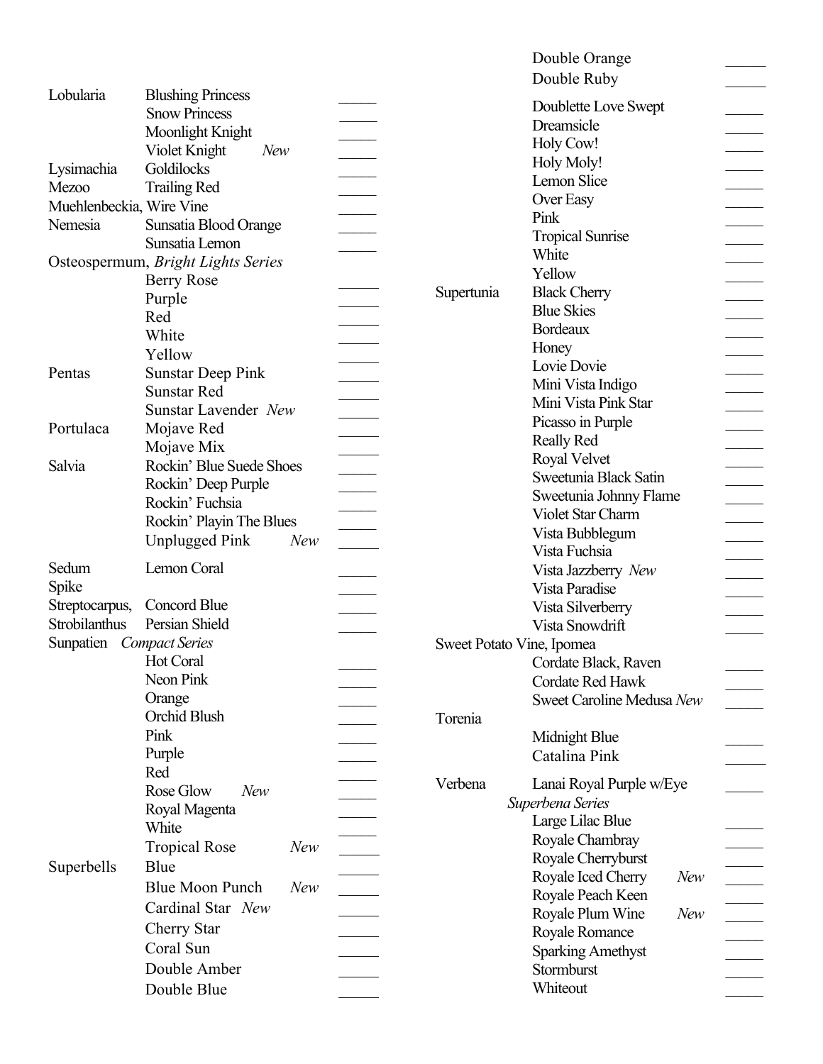| Plant | Variety | |
|---|---|---|
| Lobularia | Blushing Princess | _____ |
| | Snow Princess | _____ |
| | Moonlight Knight | _____ |
| | Violet Knight *New* | _____ |
| Lysimachia | Goldilocks | _____ |
| Mezoo | Trailing Red | _____ |
| Muehlenbeckia, Wire Vine | | _____ |
| Nemesia | Sunsatia Blood Orange | _____ |
| | Sunsatia Lemon | _____ |
| Osteospermum, *Bright Lights Series* | | |
| | Berry Rose | _____ |
| | Purple | _____ |
| | Red | _____ |
| | White | _____ |
| | Yellow | _____ |
| Pentas | Sunstar Deep Pink | _____ |
| | Sunstar Red | _____ |
| | Sunstar Lavender *New* | _____ |
| Portulaca | Mojave Red | _____ |
| | Mojave Mix | _____ |
| Salvia | Rockin' Blue Suede Shoes | _____ |
| | Rockin' Deep Purple | _____ |
| | Rockin' Fuchsia | _____ |
| | Rockin' Playin The Blues | _____ |
| | Unplugged Pink *New* | _____ |
| Sedum | Lemon Coral | _____ |
| Spike | | _____ |
| Streptocarpus, | Concord Blue | _____ |
| Strobilanthus | Persian Shield | _____ |
| Sunpatien *Compact Series* | | |
| | Hot Coral | _____ |
| | Neon Pink | _____ |
| | Orange | _____ |
| | Orchid Blush | _____ |
| | Pink | _____ |
| | Purple | _____ |
| | Red | _____ |
| | Rose Glow *New* | _____ |
| | Royal Magenta | _____ |
| | White | _____ |
| | Tropical Rose *New* | _____ |
| Superbells | Blue | _____ |
| | Blue Moon Punch *New* | _____ |
| | Cardinal Star *New* | _____ |
| | Cherry Star | _____ |
| | Coral Sun | _____ |
| | Double Amber | _____ |
| | Double Blue | _____ |
| | Double Orange | _____ |
| | Double Ruby | _____ |
| | Doublette Love Swept | _____ |
| | Dreamsicle | _____ |
| | Holy Cow! | _____ |
| | Holy Moly! | _____ |
| | Lemon Slice | _____ |
| | Over Easy | _____ |
| | Pink | _____ |
| | Tropical Sunrise | _____ |
| | White | _____ |
| | Yellow | _____ |
| Supertunia | Black Cherry | _____ |
| | Blue Skies | _____ |
| | Bordeaux | _____ |
| | Honey | _____ |
| | Lovie Dovie | _____ |
| | Mini Vista Indigo | _____ |
| | Mini Vista Pink Star | _____ |
| | Picasso in Purple | _____ |
| | Really Red | _____ |
| | Royal Velvet | _____ |
| | Sweetunia Black Satin | _____ |
| | Sweetunia Johnny Flame | _____ |
| | Violet Star Charm | _____ |
| | Vista Bubblegum | _____ |
| | Vista Fuchsia | _____ |
| | Vista Jazzberry *New* | _____ |
| | Vista Paradise | _____ |
| | Vista Silverberry | _____ |
| | Vista Snowdrift | _____ |
| Sweet Potato Vine, Ipomea | | |
| | Cordate Black, Raven | _____ |
| | Cordate Red Hawk | _____ |
| | Sweet Caroline Medusa *New* | _____ |
| Torenia | | |
| | Midnight Blue | _____ |
| | Catalina Pink | _____ |
| Verbena | Lanai Royal Purple w/Eye | _____ |
| | *Superbena Series* | |
| | Large Lilac Blue | _____ |
| | Royale Chambray | _____ |
| | Royale Cherryburst | _____ |
| | Royale Iced Cherry *New* | _____ |
| | Royale Peach Keen | _____ |
| | Royale Plum Wine *New* | _____ |
| | Royale Romance | _____ |
| | Sparking Amethyst | _____ |
| | Stormburst | _____ |
| | Whiteout | _____ |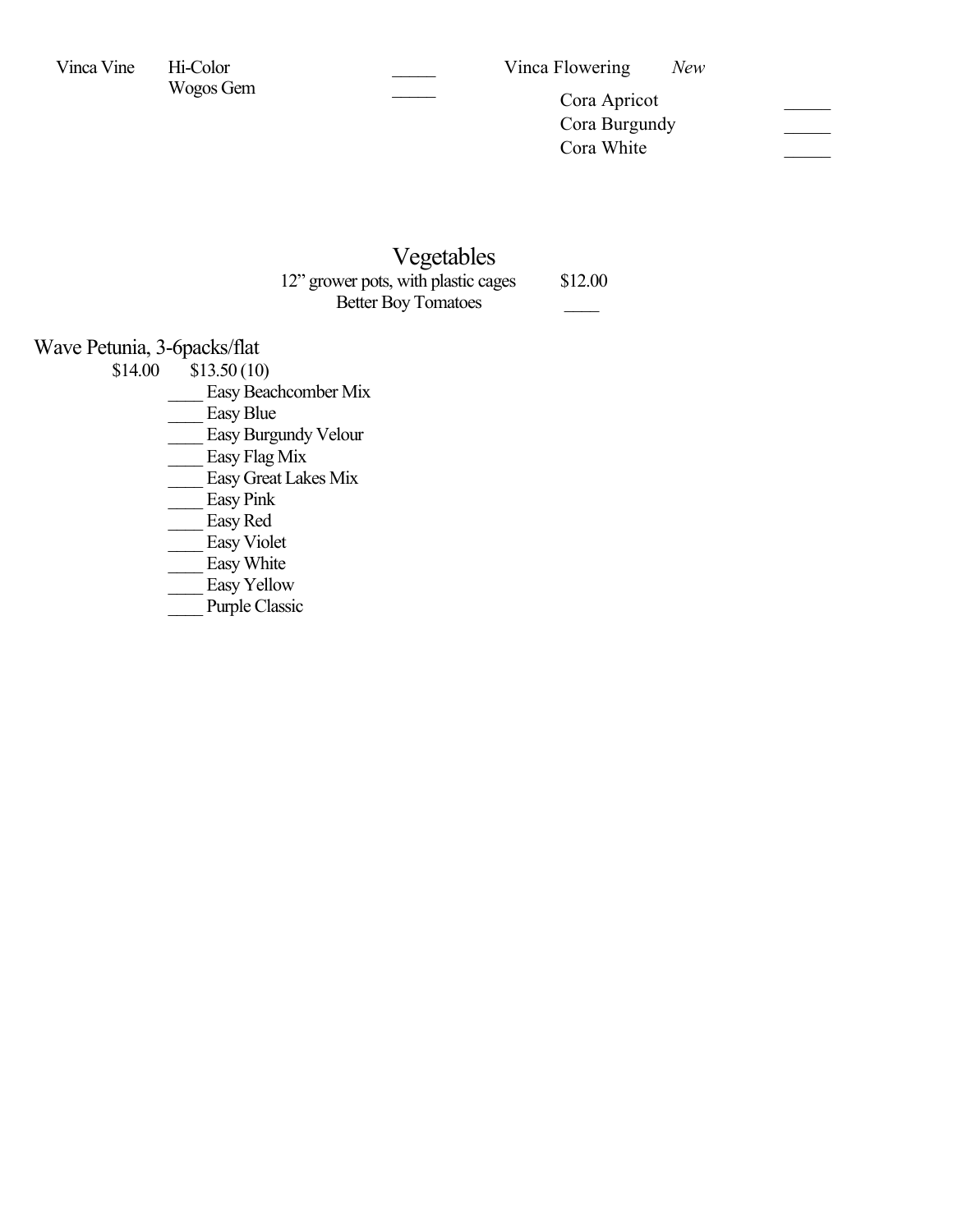Vinca Vine Hi-Color _____
Wogos Gem _____

Vinca Flowering *New*

Cora Apricot _____
Cora Burgundy _____
Cora White _____

## Vegetables

12" grower pots, with plastic cages $12.00

Better Boy Tomatoes ____

## Wave Petunia, 3-6packs/flat

$14.00 $13.50 (10)

____ Easy Beachcomber Mix
____ Easy Blue
____ Easy Burgundy Velour
____ Easy Flag Mix
____ Easy Great Lakes Mix
____ Easy Pink
____ Easy Red
____ Easy Violet
____ Easy White
____ Easy Yellow
____ Purple Classic